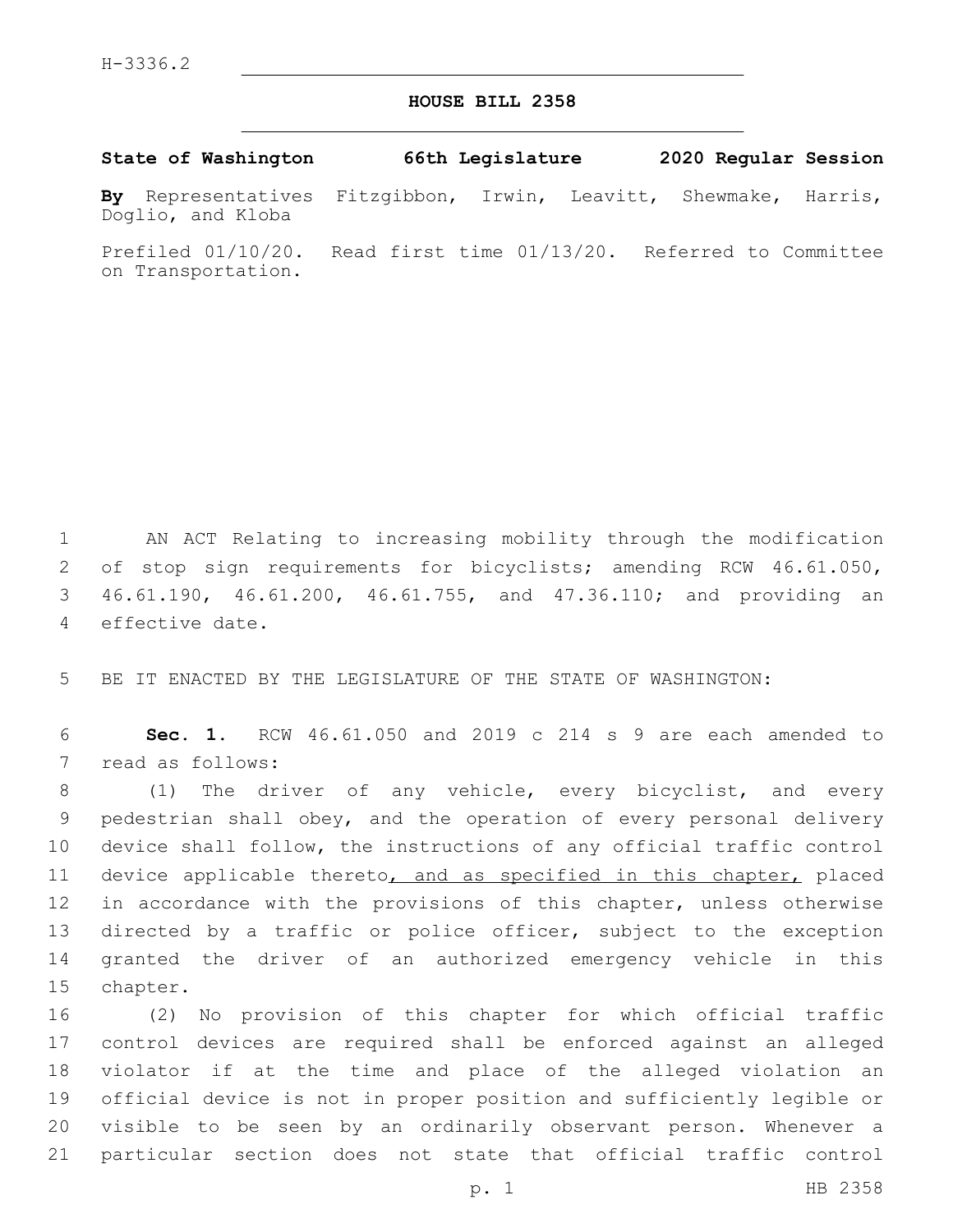H-3336.2

# HOUSE BILL 2358

**State of Washington 66th Legislature 2020 Regular Session**

**By** Representatives Fitzgibbon, Irwin, Leavitt, Shewmake, Harris, Doglio, and Kloba

Prefiled 01/10/20. Read first time 01/13/20. Referred to Committee on Transportation.

AN ACT Relating to increasing mobility through the modification of stop sign requirements for bicyclists; amending RCW 46.61.050, 46.61.190, 46.61.200, 46.61.755, and 47.36.110; and providing an effective date.

BE IT ENACTED BY THE LEGISLATURE OF THE STATE OF WASHINGTON:

**Sec. 1.** RCW 46.61.050 and 2019 c 214 s 9 are each amended to read as follows:

(1) The driver of any vehicle, every bicyclist, and every pedestrian shall obey, and the operation of every personal delivery device shall follow, the instructions of any official traffic control device applicable thereto<u>, and as specified in this chapter,</u> placed in accordance with the provisions of this chapter, unless otherwise directed by a traffic or police officer, subject to the exception granted the driver of an authorized emergency vehicle in this chapter.

(2) No provision of this chapter for which official traffic control devices are required shall be enforced against an alleged violator if at the time and place of the alleged violation an official device is not in proper position and sufficiently legible or visible to be seen by an ordinarily observant person. Whenever a particular section does not state that official traffic control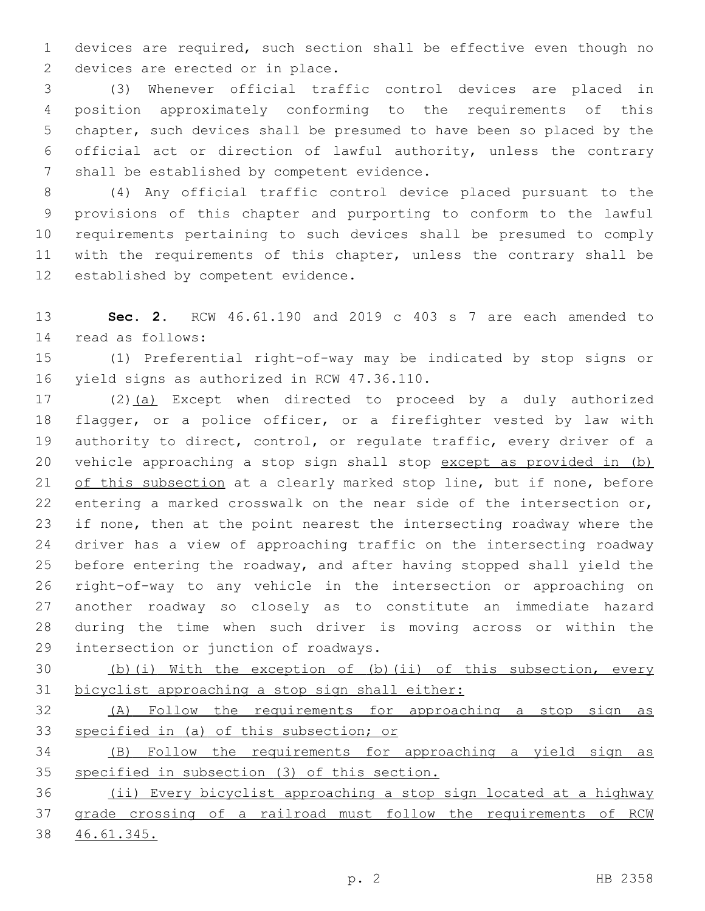devices are required, such section shall be effective even though no devices are erected or in place.

(3) Whenever official traffic control devices are placed in position approximately conforming to the requirements of this chapter, such devices shall be presumed to have been so placed by the official act or direction of lawful authority, unless the contrary shall be established by competent evidence.

(4) Any official traffic control device placed pursuant to the provisions of this chapter and purporting to conform to the lawful requirements pertaining to such devices shall be presumed to comply with the requirements of this chapter, unless the contrary shall be established by competent evidence.

**Sec. 2.** RCW 46.61.190 and 2019 c 403 s 7 are each amended to read as follows:

(1) Preferential right-of-way may be indicated by stop signs or yield signs as authorized in RCW 47.36.110.

(2)<u>(a)</u> Except when directed to proceed by a duly authorized flagger, or a police officer, or a firefighter vested by law with authority to direct, control, or regulate traffic, every driver of a vehicle approaching a stop sign shall stop <u>except as provided in (b) of this subsection</u> at a clearly marked stop line, but if none, before entering a marked crosswalk on the near side of the intersection or, if none, then at the point nearest the intersecting roadway where the driver has a view of approaching traffic on the intersecting roadway before entering the roadway, and after having stopped shall yield the right-of-way to any vehicle in the intersection or approaching on another roadway so closely as to constitute an immediate hazard during the time when such driver is moving across or within the intersection or junction of roadways.

<u>(b)(i) With the exception of (b)(ii) of this subsection, every bicyclist approaching a stop sign shall either:</u>

<u>(A) Follow the requirements for approaching a stop sign as specified in (a) of this subsection; or</u>

<u>(B) Follow the requirements for approaching a yield sign as specified in subsection (3) of this section.</u>

<u>(ii) Every bicyclist approaching a stop sign located at a highway grade crossing of a railroad must follow the requirements of RCW 46.61.345.</u>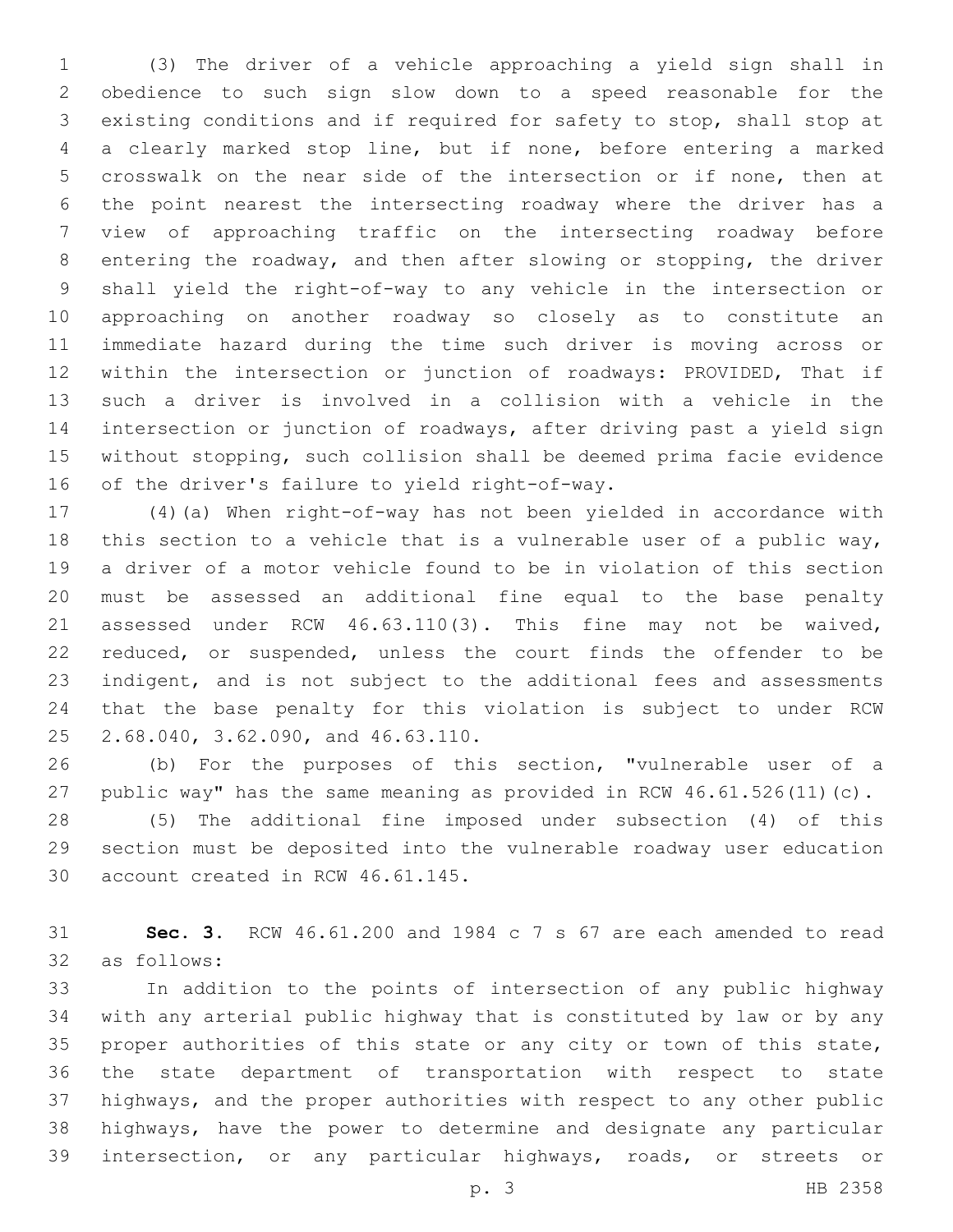(3) The driver of a vehicle approaching a yield sign shall in obedience to such sign slow down to a speed reasonable for the existing conditions and if required for safety to stop, shall stop at a clearly marked stop line, but if none, before entering a marked crosswalk on the near side of the intersection or if none, then at the point nearest the intersecting roadway where the driver has a view of approaching traffic on the intersecting roadway before entering the roadway, and then after slowing or stopping, the driver shall yield the right-of-way to any vehicle in the intersection or approaching on another roadway so closely as to constitute an immediate hazard during the time such driver is moving across or within the intersection or junction of roadways: PROVIDED, That if such a driver is involved in a collision with a vehicle in the intersection or junction of roadways, after driving past a yield sign without stopping, such collision shall be deemed prima facie evidence of the driver's failure to yield right-of-way.

(4)(a) When right-of-way has not been yielded in accordance with this section to a vehicle that is a vulnerable user of a public way, a driver of a motor vehicle found to be in violation of this section must be assessed an additional fine equal to the base penalty assessed under RCW 46.63.110(3). This fine may not be waived, reduced, or suspended, unless the court finds the offender to be indigent, and is not subject to the additional fees and assessments that the base penalty for this violation is subject to under RCW 2.68.040, 3.62.090, and 46.63.110.

(b) For the purposes of this section, "vulnerable user of a public way" has the same meaning as provided in RCW 46.61.526(11)(c).

(5) The additional fine imposed under subsection (4) of this section must be deposited into the vulnerable roadway user education account created in RCW 46.61.145.

**Sec. 3.** RCW 46.61.200 and 1984 c 7 s 67 are each amended to read as follows:

In addition to the points of intersection of any public highway with any arterial public highway that is constituted by law or by any proper authorities of this state or any city or town of this state, the state department of transportation with respect to state highways, and the proper authorities with respect to any other public highways, have the power to determine and designate any particular intersection, or any particular highways, roads, or streets or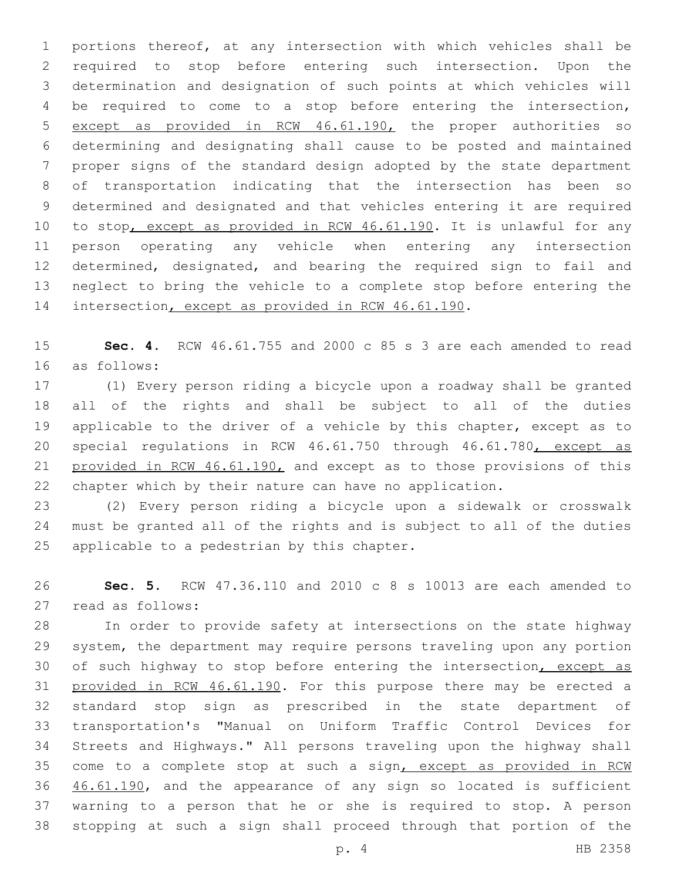portions thereof, at any intersection with which vehicles shall be required to stop before entering such intersection. Upon the determination and designation of such points at which vehicles will be required to come to a stop before entering the intersection, <u>except as provided in RCW 46.61.190,</u> the proper authorities so determining and designating shall cause to be posted and maintained proper signs of the standard design adopted by the state department of transportation indicating that the intersection has been so determined and designated and that vehicles entering it are required to stop<u>, except as provided in RCW 46.61.190</u>. It is unlawful for any person operating any vehicle when entering any intersection determined, designated, and bearing the required sign to fail and neglect to bring the vehicle to a complete stop before entering the intersection<u>, except as provided in RCW 46.61.190</u>.

**Sec. 4.** RCW 46.61.755 and 2000 c 85 s 3 are each amended to read as follows:

(1) Every person riding a bicycle upon a roadway shall be granted all of the rights and shall be subject to all of the duties applicable to the driver of a vehicle by this chapter, except as to special regulations in RCW 46.61.750 through 46.61.780<u>, except as provided in RCW 46.61.190,</u> and except as to those provisions of this chapter which by their nature can have no application.

(2) Every person riding a bicycle upon a sidewalk or crosswalk must be granted all of the rights and is subject to all of the duties applicable to a pedestrian by this chapter.

**Sec. 5.** RCW 47.36.110 and 2010 c 8 s 10013 are each amended to read as follows:

In order to provide safety at intersections on the state highway system, the department may require persons traveling upon any portion of such highway to stop before entering the intersection<u>, except as provided in RCW 46.61.190</u>. For this purpose there may be erected a standard stop sign as prescribed in the state department of transportation's "Manual on Uniform Traffic Control Devices for Streets and Highways." All persons traveling upon the highway shall come to a complete stop at such a sign<u>, except as provided in RCW 46.61.190</u>, and the appearance of any sign so located is sufficient warning to a person that he or she is required to stop. A person stopping at such a sign shall proceed through that portion of the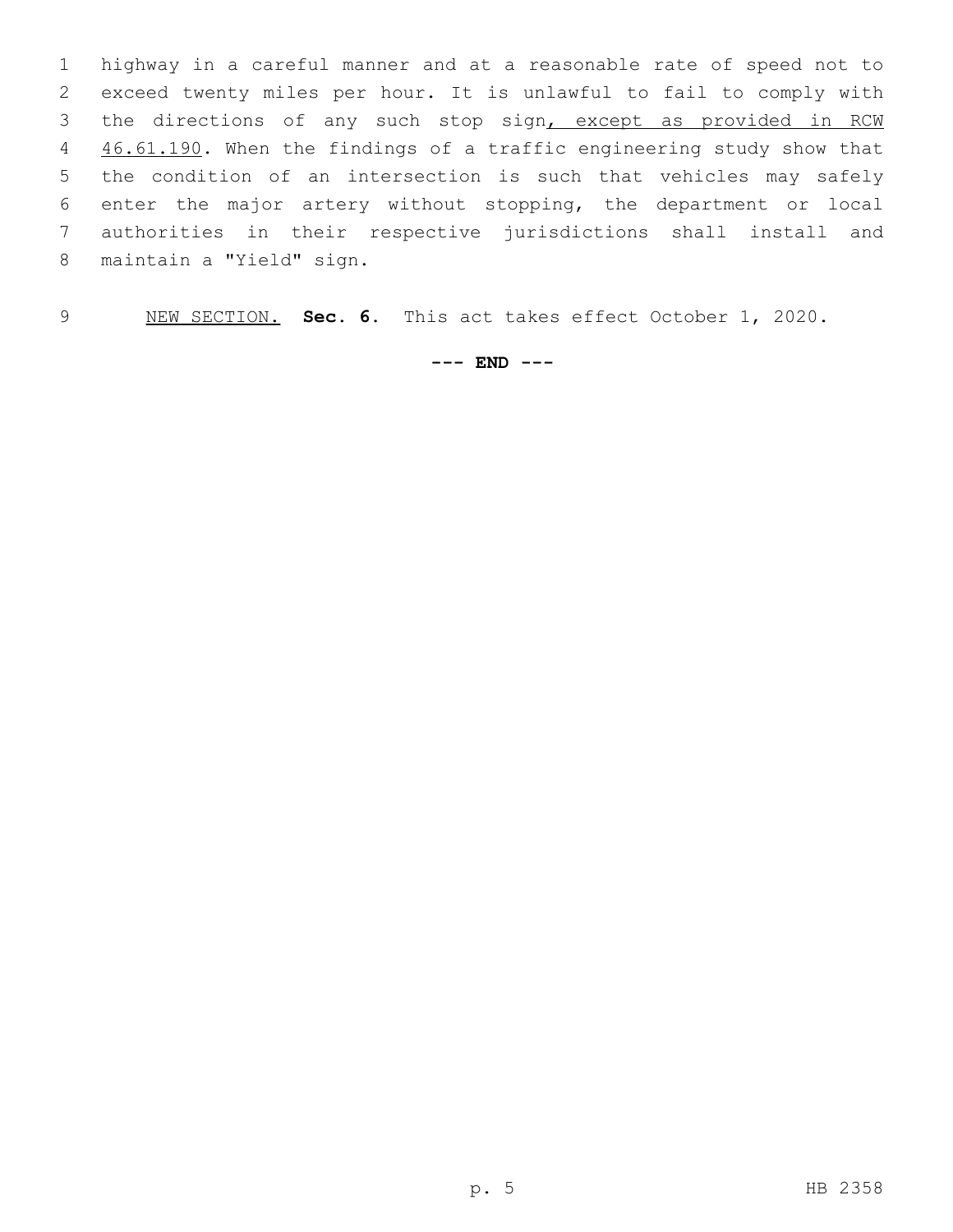highway in a careful manner and at a reasonable rate of speed not to exceed twenty miles per hour. It is unlawful to fail to comply with the directions of any such stop sign<u>, except as provided in RCW 46.61.190</u>. When the findings of a traffic engineering study show that the condition of an intersection is such that vehicles may safely enter the major artery without stopping, the department or local authorities in their respective jurisdictions shall install and maintain a "Yield" sign.

<u>NEW SECTION.</u> **Sec. 6.** This act takes effect October 1, 2020.

**--- END ---**